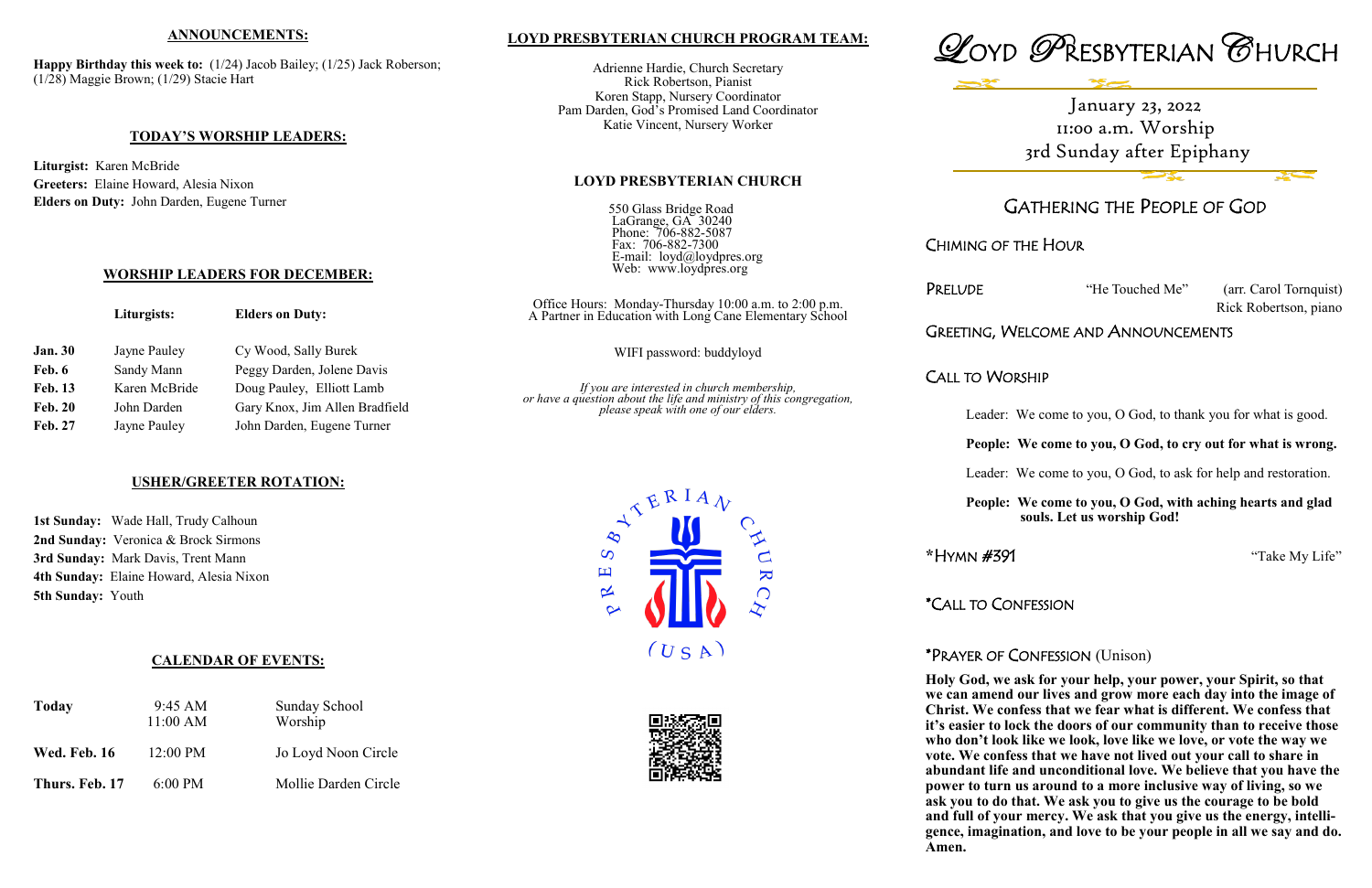## ANNOUNCEMENTS:

**Happy Birthday this week to:** (1/24) Jacob Bailey; (1/25) Jack Roberson; (1/28) Maggie Brown; (1/29) Stacie Hart

## TODAY'S WORSHIP LEADERS:

**Liturgist:** Karen McBride
**Greeters:** Elaine Howard, Alesia Nixon
**Elders on Duty:** John Darden, Eugene Turner

## WORSHIP LEADERS FOR DECEMBER:

| | Liturgists: | Elders on Duty: |
|---|---|---|
| **Jan. 30** | Jayne Pauley | Cy Wood, Sally Burek |
| **Feb. 6** | Sandy Mann | Peggy Darden, Jolene Davis |
| **Feb. 13** | Karen McBride | Doug Pauley, Elliott Lamb |
| **Feb. 20** | John Darden | Gary Knox, Jim Allen Bradfield |
| **Feb. 27** | Jayne Pauley | John Darden, Eugene Turner |

## USHER/GREETER ROTATION:

**1st Sunday:** Wade Hall, Trudy Calhoun
**2nd Sunday:** Veronica & Brock Sirmons
**3rd Sunday:** Mark Davis, Trent Mann
**4th Sunday:** Elaine Howard, Alesia Nixon
**5th Sunday:** Youth

## CALENDAR OF EVENTS:

| | | |
|---|---|---|
| **Today** | 9:45 AM<br>11:00 AM | Sunday School<br>Worship |
| **Wed. Feb. 16** | 12:00 PM | Jo Loyd Noon Circle |
| **Thurs. Feb. 17** | 6:00 PM | Mollie Darden Circle |

## LOYD PRESBYTERIAN CHURCH PROGRAM TEAM:

Adrienne Hardie, Church Secretary
Rick Robertson, Pianist
Koren Stapp, Nursery Coordinator
Pam Darden, God's Promised Land Coordinator
Katie Vincent, Nursery Worker

## LOYD PRESBYTERIAN CHURCH

550 Glass Bridge Road
LaGrange, GA 30240
Phone: 706-882-5087
Fax: 706-882-7300
E-mail: loyd@loydpres.org
Web: www.loydpres.org

Office Hours: Monday-Thursday 10:00 a.m. to 2:00 p.m.
A Partner in Education with Long Cane Elementary School

WIFI password: buddyloyd

*If you are interested in church membership, or have a question about the life and ministry of this congregation, please speak with one of our elders.*

# LOYD PRESBYTERIAN CHURCH

January 23, 2022
11:00 a.m. Worship
3rd Sunday after Epiphany

## GATHERING THE PEOPLE OF GOD

### CHIMING OF THE HOUR

**PRELUDE** "He Touched Me" (arr. Carol Tornquist)
Rick Robertson, piano

### GREETING, WELCOME AND ANNOUNCEMENTS

### CALL TO WORSHIP

Leader: We come to you, O God, to thank you for what is good.

**People: We come to you, O God, to cry out for what is wrong.**

Leader: We come to you, O God, to ask for help and restoration.

**People: We come to you, O God, with aching hearts and glad souls. Let us worship God!**

***HYMN #391** "Take My Life"

### *CALL TO CONFESSION

### *PRAYER OF CONFESSION (Unison)

**Holy God, we ask for your help, your power, your Spirit, so that we can amend our lives and grow more each day into the image of Christ. We confess that we fear what is different. We confess that it's easier to lock the doors of our community than to receive those who don't look like we look, love like we love, or vote the way we vote. We confess that we have not lived out your call to share in abundant life and unconditional love. We believe that you have the power to turn us around to a more inclusive way of living, so we ask you to do that. We ask you to give us the courage to be bold and full of your mercy. We ask that you give us the energy, intelligence, imagination, and love to be your people in all we say and do. Amen.**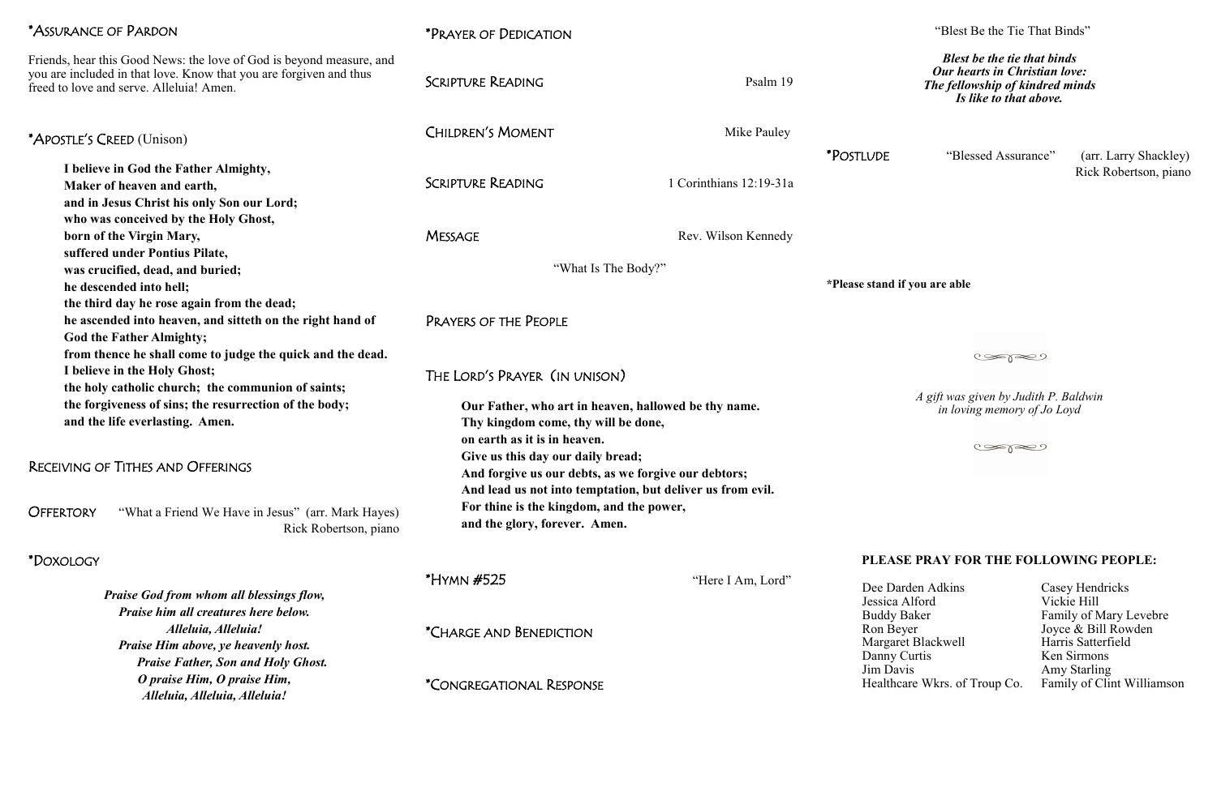## *Assurance of Pardon

Friends, hear this Good News: the love of God is beyond measure, and you are included in that love. Know that you are forgiven and thus freed to love and serve. Alleluia! Amen.

## *Apostle's Creed (Unison)

**I believe in God the Father Almighty,**
**Maker of heaven and earth,**
**and in Jesus Christ his only Son our Lord;**
**who was conceived by the Holy Ghost,**
**born of the Virgin Mary,**
**suffered under Pontius Pilate,**
**was crucified, dead, and buried;**
**he descended into hell;**
**the third day he rose again from the dead;**
**he ascended into heaven, and sitteth on the right hand of God the Father Almighty;**
**from thence he shall come to judge the quick and the dead.**
**I believe in the Holy Ghost;**
**the holy catholic church; the communion of saints;**
**the forgiveness of sins; the resurrection of the body;**
**and the life everlasting. Amen.**

## Receiving of Tithes and Offerings

**Offertory** "What a Friend We Have in Jesus" (arr. Mark Hayes)
Rick Robertson, piano

## *Doxology

***Praise God from whom all blessings flow,***
***Praise him all creatures here below.***
***Alleluia, Alleluia!***
***Praise Him above, ye heavenly host.***
***Praise Father, Son and Holy Ghost.***
***O praise Him, O praise Him,***
***Alleluia, Alleluia, Alleluia!***

## *Prayer of Dedication

## Scripture Reading — Psalm 19

## Children's Moment — Mike Pauley

## Scripture Reading — 1 Corinthians 12:19-31a

## Message — Rev. Wilson Kennedy

"What Is The Body?"

## Prayers of the People

## The Lord's Prayer (in unison)

**Our Father, who art in heaven, hallowed be thy name.**
**Thy kingdom come, thy will be done,**
**on earth as it is in heaven.**
**Give us this day our daily bread;**
**And forgive us our debts, as we forgive our debtors;**
**And lead us not into temptation, but deliver us from evil.**
**For thine is the kingdom, and the power,**
**and the glory, forever. Amen.**

## *Hymn #525 — "Here I Am, Lord"

## *Charge and Benediction

## *Congregational Response

"Blest Be the Tie That Binds"

***Blest be the tie that binds***
***Our hearts in Christian love:***
***The fellowship of kindred minds***
***Is like to that above.***

## *Postlude

"Blessed Assurance" (arr. Larry Shackley)
Rick Robertson, piano

**\*Please stand if you are able**

*A gift was given by Judith P. Baldwin in loving memory of Jo Loyd*

## PLEASE PRAY FOR THE FOLLOWING PEOPLE:

Dee Darden Adkins
Jessica Alford
Buddy Baker
Ron Beyer
Margaret Blackwell
Danny Curtis
Jim Davis
Healthcare Wkrs. of Troup Co.
Casey Hendricks
Vickie Hill
Family of Mary Levebre
Joyce & Bill Rowden
Harris Satterfield
Ken Sirmons
Amy Starling
Family of Clint Williamson